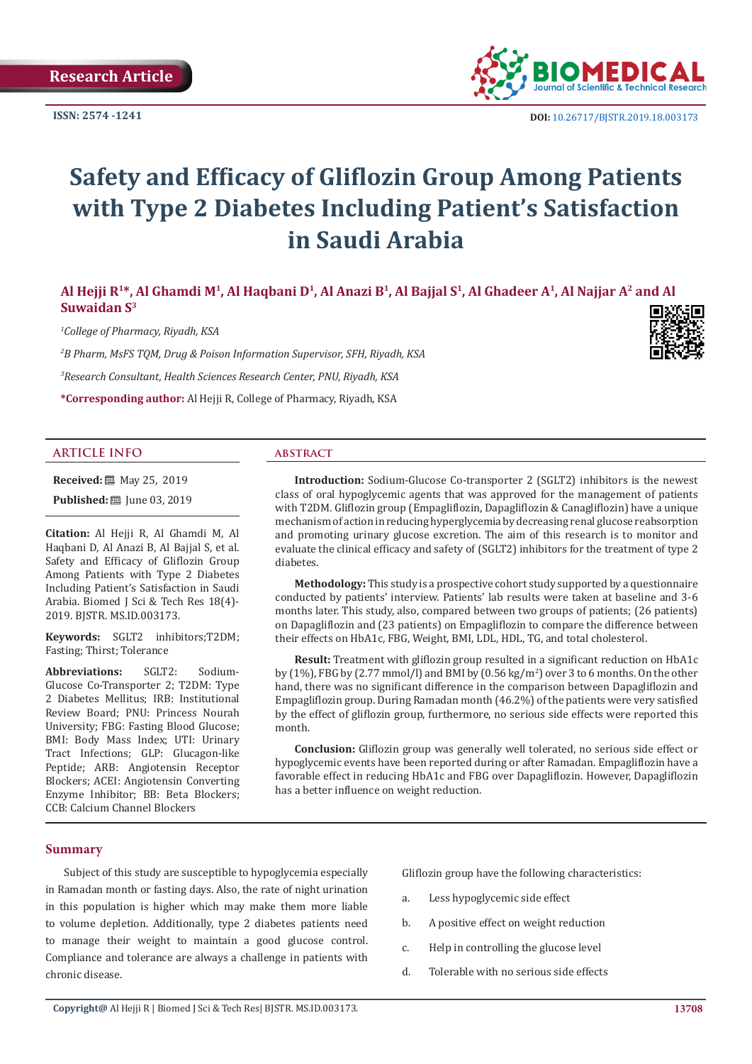Research Article

ISSN: 2574 -1241

DOI: 10.26717/BJSTR.2019.18.003173

# Safety and Efficacy of Gliflozin Group Among Patients with Type 2 Diabetes Including Patient's Satisfaction in Saudi Arabia

**Al Hejji R[1]*, Al Ghamdi M[1], Al Haqbani D[1], Al Anazi B[1], Al Bajjal S[1], Al Ghadeer A[1], Al Najjar A[2] and Al Suwaidan S[3]**

[1]*College of Pharmacy, Riyadh, KSA*

[2]*B Pharm, MsFS TQM, Drug & Poison Information Supervisor, SFH, Riyadh, KSA*

[3]*Research Consultant, Health Sciences Research Center, PNU, Riyadh, KSA*

**\*Corresponding author:** Al Hejji R, College of Pharmacy, Riyadh, KSA

## ARTICLE INFO

**Received:** May 25, 2019

**Published:** June 03, 2019

**Citation:** Al Hejji R, Al Ghamdi M, Al Haqbani D, Al Anazi B, Al Bajjal S, et al. Safety and Efficacy of Gliflozin Group Among Patients with Type 2 Diabetes Including Patient's Satisfaction in Saudi Arabia. Biomed J Sci & Tech Res 18(4)-2019. BJSTR. MS.ID.003173.

**Keywords:** SGLT2 inhibitors;T2DM; Fasting; Thirst; Tolerance

**Abbreviations:** SGLT2: Sodium-Glucose Co-Transporter 2; T2DM: Type 2 Diabetes Mellitus; IRB: Institutional Review Board; PNU: Princess Nourah University; FBG: Fasting Blood Glucose; BMI: Body Mass Index; UTI: Urinary Tract Infections; GLP: Glucagon-like Peptide; ARB: Angiotensin Receptor Blockers; ACEI: Angiotensin Converting Enzyme Inhibitor; BB: Beta Blockers; CCB: Calcium Channel Blockers

## ABSTRACT

**Introduction:** Sodium-Glucose Co-transporter 2 (SGLT2) inhibitors is the newest class of oral hypoglycemic agents that was approved for the management of patients with T2DM. Gliflozin group (Empagliflozin, Dapagliflozin & Canagliflozin) have a unique mechanism of action in reducing hyperglycemia by decreasing renal glucose reabsorption and promoting urinary glucose excretion. The aim of this research is to monitor and evaluate the clinical efficacy and safety of (SGLT2) inhibitors for the treatment of type 2 diabetes.

**Methodology:** This study is a prospective cohort study supported by a questionnaire conducted by patients' interview. Patients' lab results were taken at baseline and 3-6 months later. This study, also, compared between two groups of patients; (26 patients) on Dapagliflozin and (23 patients) on Empagliflozin to compare the difference between their effects on HbA1c, FBG, Weight, BMI, LDL, HDL, TG, and total cholesterol.

**Result:** Treatment with gliflozin group resulted in a significant reduction on HbA1c by (1%), FBG by (2.77 mmol/l) and BMI by (0.56 kg/m$^2$) over 3 to 6 months. On the other hand, there was no significant difference in the comparison between Dapagliflozin and Empagliflozin group. During Ramadan month (46.2%) of the patients were very satisfied by the effect of gliflozin group, furthermore, no serious side effects were reported this month.

**Conclusion:** Gliflozin group was generally well tolerated, no serious side effect or hypoglycemic events have been reported during or after Ramadan. Empagliflozin have a favorable effect in reducing HbA1c and FBG over Dapagliflozin. However, Dapagliflozin has a better influence on weight reduction.

## Summary

Subject of this study are susceptible to hypoglycemia especially in Ramadan month or fasting days. Also, the rate of night urination in this population is higher which may make them more liable to volume depletion. Additionally, type 2 diabetes patients need to manage their weight to maintain a good glucose control. Compliance and tolerance are always a challenge in patients with chronic disease.

Gliflozin group have the following characteristics:

a. Less hypoglycemic side effect

b. A positive effect on weight reduction

c. Help in controlling the glucose level

d. Tolerable with no serious side effects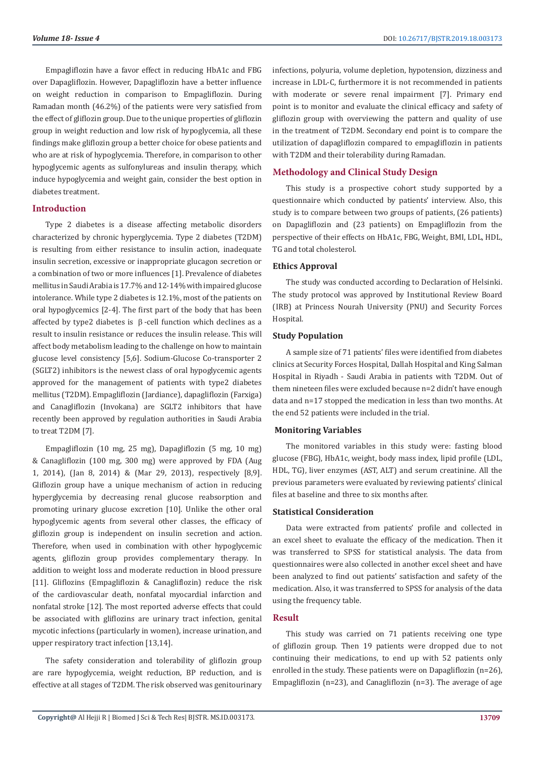Empagliflozin have a favor effect in reducing HbA1c and FBG over Dapagliflozin. However, Dapagliflozin have a better influence on weight reduction in comparison to Empagliflozin. During Ramadan month (46.2%) of the patients were very satisfied from the effect of gliflozin group. Due to the unique properties of gliflozin group in weight reduction and low risk of hypoglycemia, all these findings make gliflozin group a better choice for obese patients and who are at risk of hypoglycemia. Therefore, in comparison to other hypoglycemic agents as sulfonylureas and insulin therapy, which induce hypoglycemia and weight gain, consider the best option in diabetes treatment.

## Introduction

Type 2 diabetes is a disease affecting metabolic disorders characterized by chronic hyperglycemia. Type 2 diabetes (T2DM) is resulting from either resistance to insulin action, inadequate insulin secretion, excessive or inappropriate glucagon secretion or a combination of two or more influences [1]. Prevalence of diabetes mellitus in Saudi Arabia is 17.7% and 12-14% with impaired glucose intolerance. While type 2 diabetes is 12.1%, most of the patients on oral hypoglycemics [2-4]. The first part of the body that has been affected by type2 diabetes is β-cell function which declines as a result to insulin resistance or reduces the insulin release. This will affect body metabolism leading to the challenge on how to maintain glucose level consistency [5,6]. Sodium-Glucose Co-transporter 2 (SGLT2) inhibitors is the newest class of oral hypoglycemic agents approved for the management of patients with type2 diabetes mellitus (T2DM). Empagliflozin (Jardiance), dapagliflozin (Farxiga) and Canagliflozin (Invokana) are SGLT2 inhibitors that have recently been approved by regulation authorities in Saudi Arabia to treat T2DM [7].

Empagliflozin (10 mg, 25 mg), Dapagliflozin (5 mg, 10 mg) & Canagliflozin (100 mg, 300 mg) were approved by FDA (Aug 1, 2014), (Jan 8, 2014) & (Mar 29, 2013), respectively [8,9]. Gliflozin group have a unique mechanism of action in reducing hyperglycemia by decreasing renal glucose reabsorption and promoting urinary glucose excretion [10]. Unlike the other oral hypoglycemic agents from several other classes, the efficacy of gliflozin group is independent on insulin secretion and action. Therefore, when used in combination with other hypoglycemic agents, gliflozin group provides complementary therapy. In addition to weight loss and moderate reduction in blood pressure [11]. Gliflozins (Empagliflozin & Canagliflozin) reduce the risk of the cardiovascular death, nonfatal myocardial infarction and nonfatal stroke [12]. The most reported adverse effects that could be associated with gliflozins are urinary tract infection, genital mycotic infections (particularly in women), increase urination, and upper respiratory tract infection [13,14].

The safety consideration and tolerability of gliflozin group are rare hypoglycemia, weight reduction, BP reduction, and is effective at all stages of T2DM. The risk observed was genitourinary infections, polyuria, volume depletion, hypotension, dizziness and increase in LDL-C, furthermore it is not recommended in patients with moderate or severe renal impairment [7]. Primary end point is to monitor and evaluate the clinical efficacy and safety of gliflozin group with overviewing the pattern and quality of use in the treatment of T2DM. Secondary end point is to compare the utilization of dapagliflozin compared to empagliflozin in patients with T2DM and their tolerability during Ramadan.

## Methodology and Clinical Study Design

This study is a prospective cohort study supported by a questionnaire which conducted by patients' interview. Also, this study is to compare between two groups of patients, (26 patients) on Dapagliflozin and (23 patients) on Empagliflozin from the perspective of their effects on HbA1c, FBG, Weight, BMI, LDL, HDL, TG and total cholesterol.

### Ethics Approval

The study was conducted according to Declaration of Helsinki. The study protocol was approved by Institutional Review Board (IRB) at Princess Nourah University (PNU) and Security Forces Hospital.

### Study Population

A sample size of 71 patients' files were identified from diabetes clinics at Security Forces Hospital, Dallah Hospital and King Salman Hospital in Riyadh - Saudi Arabia in patients with T2DM. Out of them nineteen files were excluded because n=2 didn't have enough data and n=17 stopped the medication in less than two months. At the end 52 patients were included in the trial.

### Monitoring Variables

The monitored variables in this study were: fasting blood glucose (FBG), HbA1c, weight, body mass index, lipid profile (LDL, HDL, TG), liver enzymes (AST, ALT) and serum creatinine. All the previous parameters were evaluated by reviewing patients' clinical files at baseline and three to six months after.

### Statistical Consideration

Data were extracted from patients' profile and collected in an excel sheet to evaluate the efficacy of the medication. Then it was transferred to SPSS for statistical analysis. The data from questionnaires were also collected in another excel sheet and have been analyzed to find out patients' satisfaction and safety of the medication. Also, it was transferred to SPSS for analysis of the data using the frequency table.

## Result

This study was carried on 71 patients receiving one type of gliflozin group. Then 19 patients were dropped due to not continuing their medications, to end up with 52 patients only enrolled in the study. These patients were on Dapagliflozin (n=26), Empagliflozin (n=23), and Canagliflozin (n=3). The average of age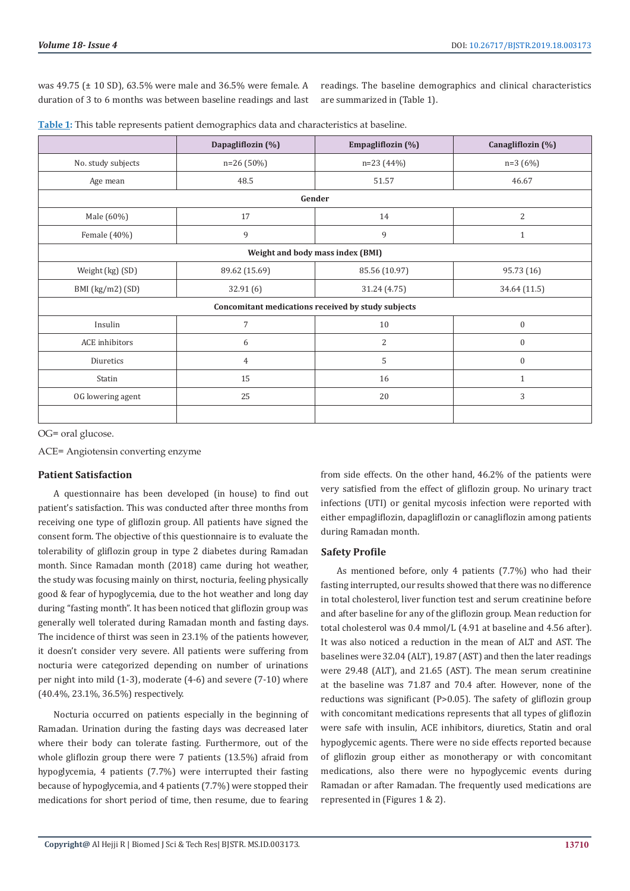was 49.75 (± 10 SD), 63.5% were male and 36.5% were female. A duration of 3 to 6 months was between baseline readings and last readings. The baseline demographics and clinical characteristics are summarized in (Table 1).

**Table 1:** This table represents patient demographics data and characteristics at baseline.

| | Dapagliflozin (%) | Empagliflozin (%) | Canagliflozin (%) |
|---|---|---|---|
| No. study subjects | n=26 (50%) | n=23 (44%) | n=3 (6%) |
| Age mean | 48.5 | 51.57 | 46.67 |
| **Gender** | | | |
| Male (60%) | 17 | 14 | 2 |
| Female (40%) | 9 | 9 | 1 |
| **Weight and body mass index (BMI)** | | | |
| Weight (kg) (SD) | 89.62 (15.69) | 85.56 (10.97) | 95.73 (16) |
| BMI (kg/m2) (SD) | 32.91 (6) | 31.24 (4.75) | 34.64 (11.5) |
| **Concomitant medications received by study subjects** | | | |
| Insulin | 7 | 10 | 0 |
| ACE inhibitors | 6 | 2 | 0 |
| Diuretics | 4 | 5 | 0 |
| Statin | 15 | 16 | 1 |
| OG lowering agent | 25 | 20 | 3 |
| | | | |

OG= oral glucose.

ACE= Angiotensin converting enzyme

### Patient Satisfaction

A questionnaire has been developed (in house) to find out patient's satisfaction. This was conducted after three months from receiving one type of gliflozin group. All patients have signed the consent form. The objective of this questionnaire is to evaluate the tolerability of gliflozin group in type 2 diabetes during Ramadan month. Since Ramadan month (2018) came during hot weather, the study was focusing mainly on thirst, nocturia, feeling physically good & fear of hypoglycemia, due to the hot weather and long day during "fasting month". It has been noticed that gliflozin group was generally well tolerated during Ramadan month and fasting days. The incidence of thirst was seen in 23.1% of the patients however, it doesn't consider very severe. All patients were suffering from nocturia were categorized depending on number of urinations per night into mild (1-3), moderate (4-6) and severe (7-10) where (40.4%, 23.1%, 36.5%) respectively.

Nocturia occurred on patients especially in the beginning of Ramadan. Urination during the fasting days was decreased later where their body can tolerate fasting. Furthermore, out of the whole gliflozin group there were 7 patients (13.5%) afraid from hypoglycemia, 4 patients (7.7%) were interrupted their fasting because of hypoglycemia, and 4 patients (7.7%) were stopped their medications for short period of time, then resume, due to fearing from side effects. On the other hand, 46.2% of the patients were very satisfied from the effect of gliflozin group. No urinary tract infections (UTI) or genital mycosis infection were reported with either empagliflozin, dapagliflozin or canagliflozin among patients during Ramadan month.

### Safety Profile

As mentioned before, only 4 patients (7.7%) who had their fasting interrupted, our results showed that there was no difference in total cholesterol, liver function test and serum creatinine before and after baseline for any of the gliflozin group. Mean reduction for total cholesterol was 0.4 mmol/L (4.91 at baseline and 4.56 after). It was also noticed a reduction in the mean of ALT and AST. The baselines were 32.04 (ALT), 19.87 (AST) and then the later readings were 29.48 (ALT), and 21.65 (AST). The mean serum creatinine at the baseline was 71.87 and 70.4 after. However, none of the reductions was significant ($P>0.05$). The safety of gliflozin group with concomitant medications represents that all types of gliflozin were safe with insulin, ACE inhibitors, diuretics, Statin and oral hypoglycemic agents. There were no side effects reported because of gliflozin group either as monotherapy or with concomitant medications, also there were no hypoglycemic events during Ramadan or after Ramadan. The frequently used medications are represented in (Figures 1 & 2).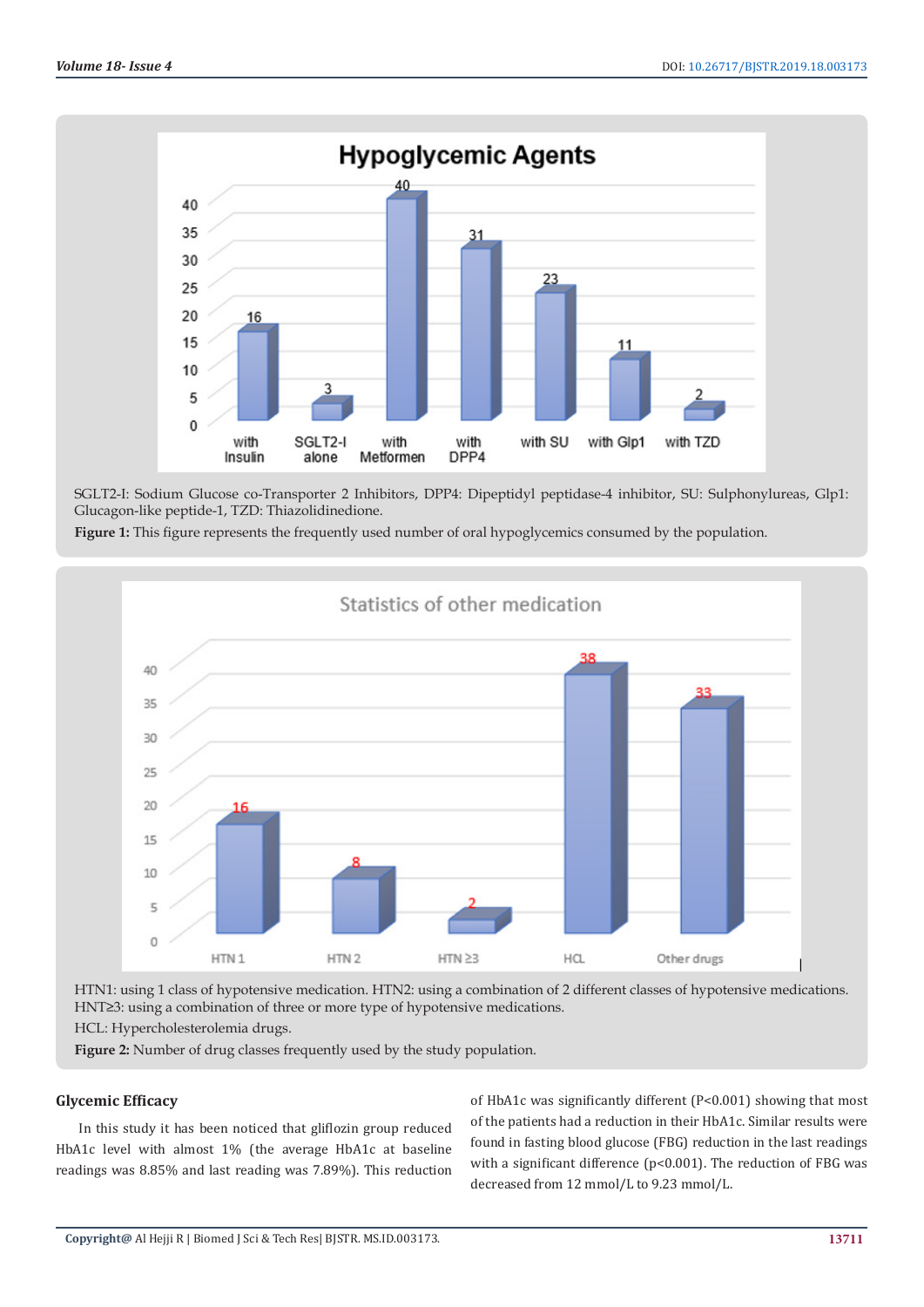SGLT2-I: Sodium Glucose co-Transporter 2 Inhibitors, DPP4: Dipeptidyl peptidase-4 inhibitor, SU: Sulphonylureas, Glp1: Glucagon-like peptide-1, TZD: Thiazolidinedione.

**Figure 1:** This figure represents the frequently used number of oral hypoglycemics consumed by the population.

HTN1: using 1 class of hypotensive medication. HTN2: using a combination of 2 different classes of hypotensive medications. HNT≥3: using a combination of three or more type of hypotensive medications.

HCL: Hypercholesterolemia drugs.

**Figure 2:** Number of drug classes frequently used by the study population.

## Glycemic Efficacy

In this study it has been noticed that gliflozin group reduced HbA1c level with almost 1% (the average HbA1c at baseline readings was 8.85% and last reading was 7.89%). This reduction of HbA1c was significantly different ($P<0.001$) showing that most of the patients had a reduction in their HbA1c. Similar results were found in fasting blood glucose (FBG) reduction in the last readings with a significant difference ($p<0.001$). The reduction of FBG was decreased from 12 mmol/L to 9.23 mmol/L.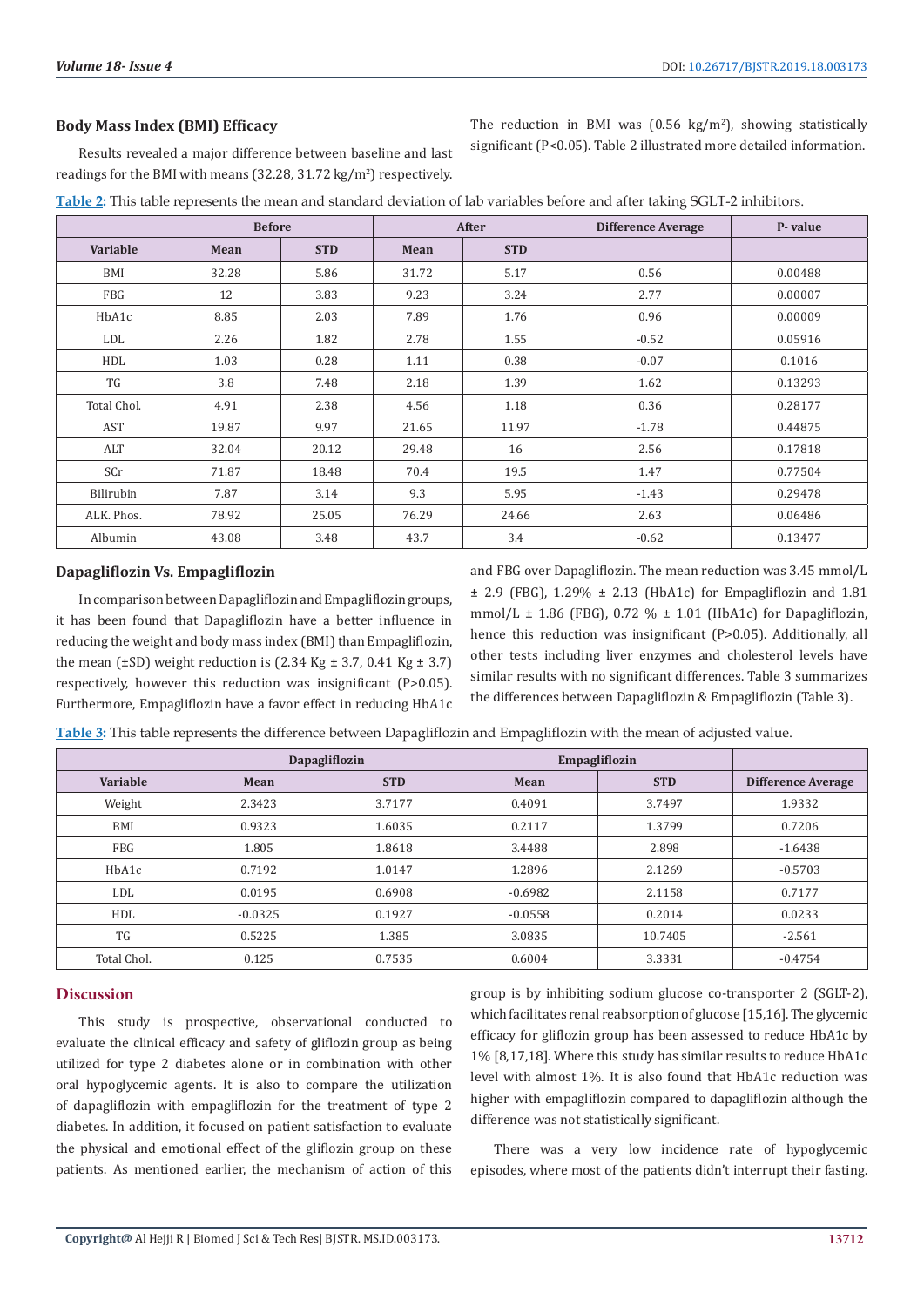### Body Mass Index (BMI) Efficacy

Results revealed a major difference between baseline and last readings for the BMI with means (32.28, 31.72 kg/m$^2$) respectively. The reduction in BMI was (0.56 kg/m$^2$), showing statistically significant (P<0.05). Table 2 illustrated more detailed information.

**Table 2:** This table represents the mean and standard deviation of lab variables before and after taking SGLT-2 inhibitors.

| | Before | | After | | Difference Average | P- value |
|---|---|---|---|---|---|---|
| **Variable** | **Mean** | **STD** | **Mean** | **STD** | | |
| BMI | 32.28 | 5.86 | 31.72 | 5.17 | 0.56 | 0.00488 |
| FBG | 12 | 3.83 | 9.23 | 3.24 | 2.77 | 0.00007 |
| HbA1c | 8.85 | 2.03 | 7.89 | 1.76 | 0.96 | 0.00009 |
| LDL | 2.26 | 1.82 | 2.78 | 1.55 | -0.52 | 0.05916 |
| HDL | 1.03 | 0.28 | 1.11 | 0.38 | -0.07 | 0.1016 |
| TG | 3.8 | 7.48 | 2.18 | 1.39 | 1.62 | 0.13293 |
| Total Chol. | 4.91 | 2.38 | 4.56 | 1.18 | 0.36 | 0.28177 |
| AST | 19.87 | 9.97 | 21.65 | 11.97 | -1.78 | 0.44875 |
| ALT | 32.04 | 20.12 | 29.48 | 16 | 2.56 | 0.17818 |
| SCr | 71.87 | 18.48 | 70.4 | 19.5 | 1.47 | 0.77504 |
| Bilirubin | 7.87 | 3.14 | 9.3 | 5.95 | -1.43 | 0.29478 |
| ALK. Phos. | 78.92 | 25.05 | 76.29 | 24.66 | 2.63 | 0.06486 |
| Albumin | 43.08 | 3.48 | 43.7 | 3.4 | -0.62 | 0.13477 |

### Dapagliflozin Vs. Empagliflozin

In comparison between Dapagliflozin and Empagliflozin groups, it has been found that Dapagliflozin have a better influence in reducing the weight and body mass index (BMI) than Empagliflozin, the mean (±SD) weight reduction is (2.34 Kg ± 3.7, 0.41 Kg ± 3.7) respectively, however this reduction was insignificant (P>0.05). Furthermore, Empagliflozin have a favor effect in reducing HbA1c and FBG over Dapagliflozin. The mean reduction was 3.45 mmol/L ± 2.9 (FBG), 1.29% ± 2.13 (HbA1c) for Empagliflozin and 1.81 mmol/L ± 1.86 (FBG), 0.72 % ± 1.01 (HbA1c) for Dapagliflozin, hence this reduction was insignificant (P>0.05). Additionally, all other tests including liver enzymes and cholesterol levels have similar results with no significant differences. Table 3 summarizes the differences between Dapagliflozin & Empagliflozin (Table 3).

**Table 3:** This table represents the difference between Dapagliflozin and Empagliflozin with the mean of adjusted value.

| | Dapagliflozin | | Empagliflozin | | |
|---|---|---|---|---|---|
| **Variable** | **Mean** | **STD** | **Mean** | **STD** | **Difference Average** |
| Weight | 2.3423 | 3.7177 | 0.4091 | 3.7497 | 1.9332 |
| BMI | 0.9323 | 1.6035 | 0.2117 | 1.3799 | 0.7206 |
| FBG | 1.805 | 1.8618 | 3.4488 | 2.898 | -1.6438 |
| HbA1c | 0.7192 | 1.0147 | 1.2896 | 2.1269 | -0.5703 |
| LDL | 0.0195 | 0.6908 | -0.6982 | 2.1158 | 0.7177 |
| HDL | -0.0325 | 0.1927 | -0.0558 | 0.2014 | 0.0233 |
| TG | 0.5225 | 1.385 | 3.0835 | 10.7405 | -2.561 |
| Total Chol. | 0.125 | 0.7535 | 0.6004 | 3.3331 | -0.4754 |

## Discussion

This study is prospective, observational conducted to evaluate the clinical efficacy and safety of gliflozin group as being utilized for type 2 diabetes alone or in combination with other oral hypoglycemic agents. It is also to compare the utilization of dapagliflozin with empagliflozin for the treatment of type 2 diabetes. In addition, it focused on patient satisfaction to evaluate the physical and emotional effect of the gliflozin group on these patients. As mentioned earlier, the mechanism of action of this group is by inhibiting sodium glucose co-transporter 2 (SGLT-2), which facilitates renal reabsorption of glucose [15,16]. The glycemic efficacy for gliflozin group has been assessed to reduce HbA1c by 1% [8,17,18]. Where this study has similar results to reduce HbA1c level with almost 1%. It is also found that HbA1c reduction was higher with empagliflozin compared to dapagliflozin although the difference was not statistically significant.

There was a very low incidence rate of hypoglycemic episodes, where most of the patients didn't interrupt their fasting.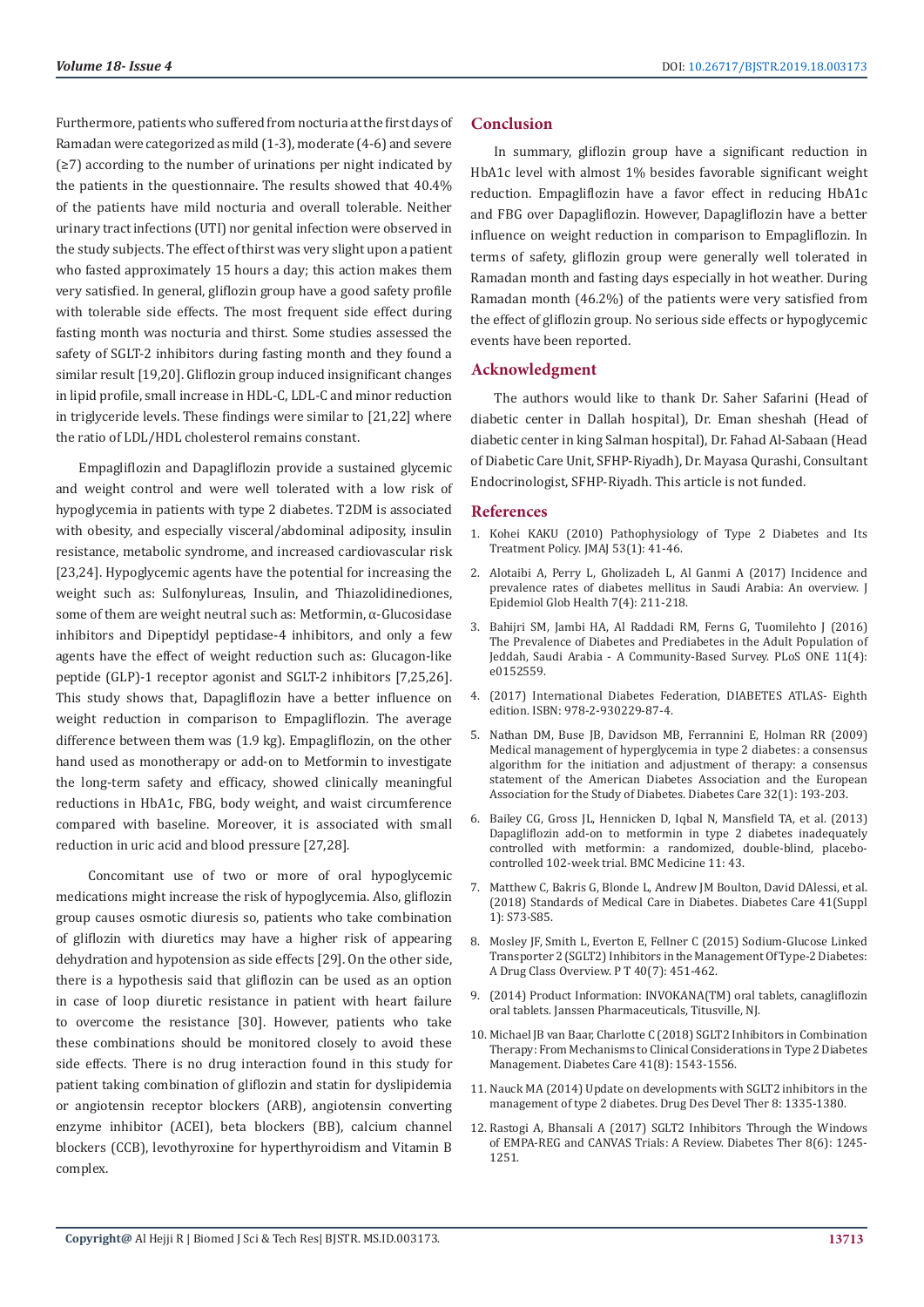Furthermore, patients who suffered from nocturia at the first days of Ramadan were categorized as mild (1-3), moderate (4-6) and severe (≥7) according to the number of urinations per night indicated by the patients in the questionnaire. The results showed that 40.4% of the patients have mild nocturia and overall tolerable. Neither urinary tract infections (UTI) nor genital infection were observed in the study subjects. The effect of thirst was very slight upon a patient who fasted approximately 15 hours a day; this action makes them very satisfied. In general, gliflozin group have a good safety profile with tolerable side effects. The most frequent side effect during fasting month was nocturia and thirst. Some studies assessed the safety of SGLT-2 inhibitors during fasting month and they found a similar result [19,20]. Gliflozin group induced insignificant changes in lipid profile, small increase in HDL-C, LDL-C and minor reduction in triglyceride levels. These findings were similar to [21,22] where the ratio of LDL/HDL cholesterol remains constant.

Empagliflozin and Dapagliflozin provide a sustained glycemic and weight control and were well tolerated with a low risk of hypoglycemia in patients with type 2 diabetes. T2DM is associated with obesity, and especially visceral/abdominal adiposity, insulin resistance, metabolic syndrome, and increased cardiovascular risk [23,24]. Hypoglycemic agents have the potential for increasing the weight such as: Sulfonylureas, Insulin, and Thiazolidinediones, some of them are weight neutral such as: Metformin, α-Glucosidase inhibitors and Dipeptidyl peptidase-4 inhibitors, and only a few agents have the effect of weight reduction such as: Glucagon-like peptide (GLP)-1 receptor agonist and SGLT-2 inhibitors [7,25,26]. This study shows that, Dapagliflozin have a better influence on weight reduction in comparison to Empagliflozin. The average difference between them was (1.9 kg). Empagliflozin, on the other hand used as monotherapy or add-on to Metformin to investigate the long-term safety and efficacy, showed clinically meaningful reductions in HbA1c, FBG, body weight, and waist circumference compared with baseline. Moreover, it is associated with small reduction in uric acid and blood pressure [27,28].

Concomitant use of two or more of oral hypoglycemic medications might increase the risk of hypoglycemia. Also, gliflozin group causes osmotic diuresis so, patients who take combination of gliflozin with diuretics may have a higher risk of appearing dehydration and hypotension as side effects [29]. On the other side, there is a hypothesis said that gliflozin can be used as an option in case of loop diuretic resistance in patient with heart failure to overcome the resistance [30]. However, patients who take these combinations should be monitored closely to avoid these side effects. There is no drug interaction found in this study for patient taking combination of gliflozin and statin for dyslipidemia or angiotensin receptor blockers (ARB), angiotensin converting enzyme inhibitor (ACEI), beta blockers (BB), calcium channel blockers (CCB), levothyroxine for hyperthyroidism and Vitamin B complex.

## Conclusion

In summary, gliflozin group have a significant reduction in HbA1c level with almost 1% besides favorable significant weight reduction. Empagliflozin have a favor effect in reducing HbA1c and FBG over Dapagliflozin. However, Dapagliflozin have a better influence on weight reduction in comparison to Empagliflozin. In terms of safety, gliflozin group were generally well tolerated in Ramadan month and fasting days especially in hot weather. During Ramadan month (46.2%) of the patients were very satisfied from the effect of gliflozin group. No serious side effects or hypoglycemic events have been reported.

## Acknowledgment

The authors would like to thank Dr. Saher Safarini (Head of diabetic center in Dallah hospital), Dr. Eman sheshah (Head of diabetic center in king Salman hospital), Dr. Fahad Al-Sabaan (Head of Diabetic Care Unit, SFHP-Riyadh), Dr. Mayasa Qurashi, Consultant Endocrinologist, SFHP-Riyadh. This article is not funded.

## References

1. Kohei KAKU (2010) Pathophysiology of Type 2 Diabetes and Its Treatment Policy. JMAJ 53(1): 41-46.
2. Alotaibi A, Perry L, Gholizadeh L, Al Ganmi A (2017) Incidence and prevalence rates of diabetes mellitus in Saudi Arabia: An overview. J Epidemiol Glob Health 7(4): 211-218.
3. Bahijri SM, Jambi HA, Al Raddadi RM, Ferns G, Tuomilehto J (2016) The Prevalence of Diabetes and Prediabetes in the Adult Population of Jeddah, Saudi Arabia - A Community-Based Survey. PLoS ONE 11(4): e0152559.
4. (2017) International Diabetes Federation, DIABETES ATLAS- Eighth edition. ISBN: 978-2-930229-87-4.
5. Nathan DM, Buse JB, Davidson MB, Ferrannini E, Holman RR (2009) Medical management of hyperglycemia in type 2 diabetes: a consensus algorithm for the initiation and adjustment of therapy: a consensus statement of the American Diabetes Association and the European Association for the Study of Diabetes. Diabetes Care 32(1): 193-203.
6. Bailey CG, Gross JL, Hennicken D, Iqbal N, Mansfield TA, et al. (2013) Dapagliflozin add-on to metformin in type 2 diabetes inadequately controlled with metformin: a randomized, double-blind, placebo-controlled 102-week trial. BMC Medicine 11: 43.
7. Matthew C, Bakris G, Blonde L, Andrew JM Boulton, David DAlessi, et al. (2018) Standards of Medical Care in Diabetes. Diabetes Care 41(Suppl 1): S73-S85.
8. Mosley JF, Smith L, Everton E, Fellner C (2015) Sodium-Glucose Linked Transporter 2 (SGLT2) Inhibitors in the Management Of Type-2 Diabetes: A Drug Class Overview. P T 40(7): 451-462.
9. (2014) Product Information: INVOKANA(TM) oral tablets, canagliflozin oral tablets. Janssen Pharmaceuticals, Titusville, NJ.
10. Michael JB van Baar, Charlotte C (2018) SGLT2 Inhibitors in Combination Therapy: From Mechanisms to Clinical Considerations in Type 2 Diabetes Management. Diabetes Care 41(8): 1543-1556.
11. Nauck MA (2014) Update on developments with SGLT2 inhibitors in the management of type 2 diabetes. Drug Des Devel Ther 8: 1335-1380.
12. Rastogi A, Bhansali A (2017) SGLT2 Inhibitors Through the Windows of EMPA-REG and CANVAS Trials: A Review. Diabetes Ther 8(6): 1245-1251.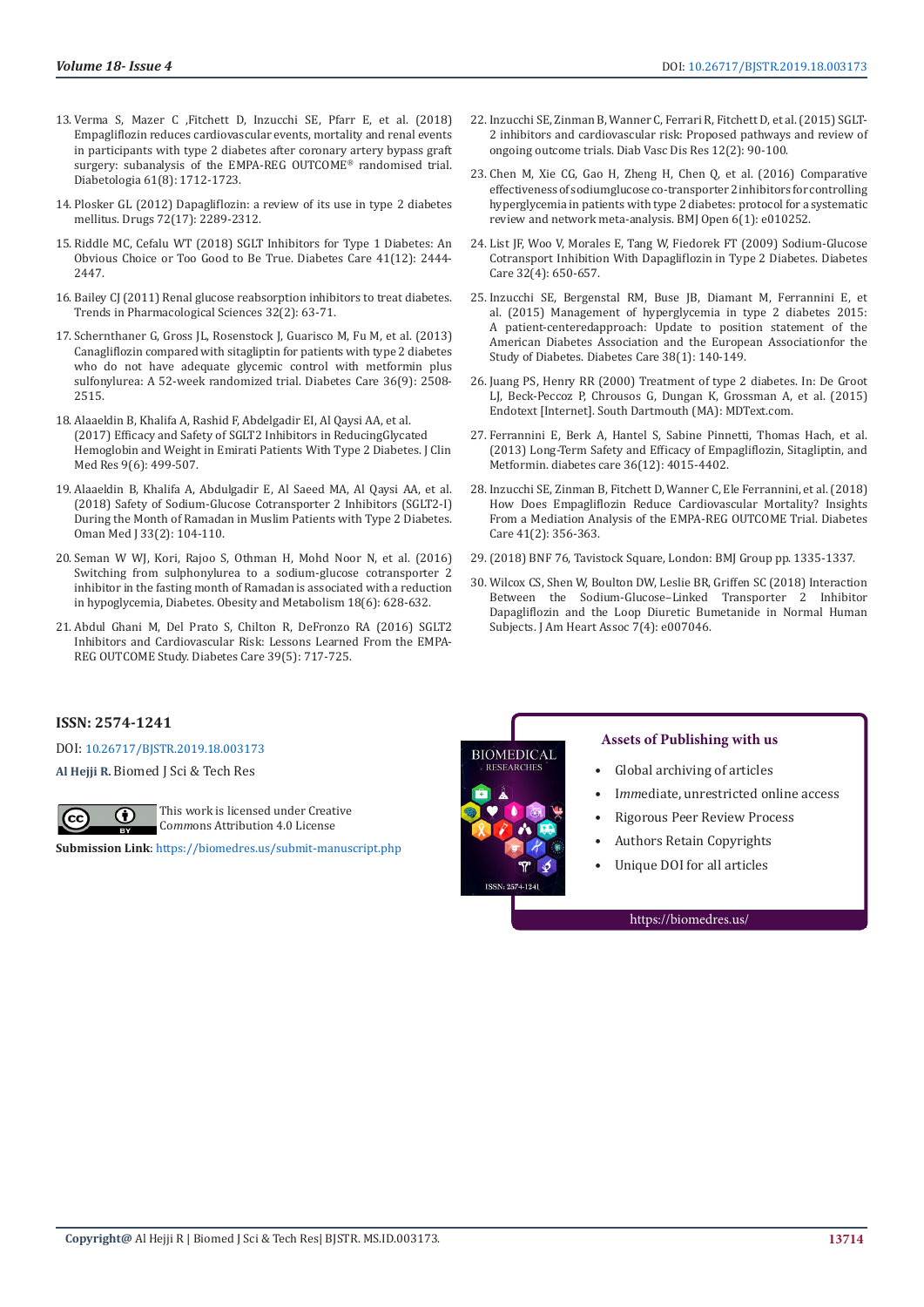13. Verma S, Mazer C ,Fitchett D, Inzucchi SE, Pfarr E, et al. (2018) Empagliflozin reduces cardiovascular events, mortality and renal events in participants with type 2 diabetes after coronary artery bypass graft surgery: subanalysis of the EMPA-REG OUTCOME® randomised trial. Diabetologia 61(8): 1712-1723.
14. Plosker GL (2012) Dapagliflozin: a review of its use in type 2 diabetes mellitus. Drugs 72(17): 2289-2312.
15. Riddle MC, Cefalu WT (2018) SGLT Inhibitors for Type 1 Diabetes: An Obvious Choice or Too Good to Be True. Diabetes Care 41(12): 2444-2447.
16. Bailey CJ (2011) Renal glucose reabsorption inhibitors to treat diabetes. Trends in Pharmacological Sciences 32(2): 63-71.
17. Schernthaner G, Gross JL, Rosenstock J, Guarisco M, Fu M, et al. (2013) Canagliflozin compared with sitagliptin for patients with type 2 diabetes who do not have adequate glycemic control with metformin plus sulfonylurea: A 52-week randomized trial. Diabetes Care 36(9): 2508-2515.
18. Alaaeldin B, Khalifa A, Rashid F, Abdelgadir EI, Al Qaysi AA, et al. (2017) Efficacy and Safety of SGLT2 Inhibitors in ReducingGlycated Hemoglobin and Weight in Emirati Patients With Type 2 Diabetes. J Clin Med Res 9(6): 499-507.
19. Alaaeldin B, Khalifa A, Abdulgadir E, Al Saeed MA, Al Qaysi AA, et al. (2018) Safety of Sodium-Glucose Cotransporter 2 Inhibitors (SGLT2-I) During the Month of Ramadan in Muslim Patients with Type 2 Diabetes. Oman Med J 33(2): 104-110.
20. Seman W WJ, Kori, Rajoo S, Othman H, Mohd Noor N, et al. (2016) Switching from sulphonylurea to a sodium-glucose cotransporter 2 inhibitor in the fasting month of Ramadan is associated with a reduction in hypoglycemia, Diabetes. Obesity and Metabolism 18(6): 628-632.
21. Abdul Ghani M, Del Prato S, Chilton R, DeFronzo RA (2016) SGLT2 Inhibitors and Cardiovascular Risk: Lessons Learned From the EMPA-REG OUTCOME Study. Diabetes Care 39(5): 717-725.
22. Inzucchi SE, Zinman B, Wanner C, Ferrari R, Fitchett D, et al. (2015) SGLT-2 inhibitors and cardiovascular risk: Proposed pathways and review of ongoing outcome trials. Diab Vasc Dis Res 12(2): 90-100.
23. Chen M, Xie CG, Gao H, Zheng H, Chen Q, et al. (2016) Comparative effectiveness of sodiumglucose co-transporter 2 inhibitors for controlling hyperglycemia in patients with type 2 diabetes: protocol for a systematic review and network meta-analysis. BMJ Open 6(1): e010252.
24. List JF, Woo V, Morales E, Tang W, Fiedorek FT (2009) Sodium-Glucose Cotransport Inhibition With Dapagliflozin in Type 2 Diabetes. Diabetes Care 32(4): 650-657.
25. Inzucchi SE, Bergenstal RM, Buse JB, Diamant M, Ferrannini E, et al. (2015) Management of hyperglycemia in type 2 diabetes 2015: A patient-centeredapproach: Update to position statement of the American Diabetes Association and the European Associationfor the Study of Diabetes. Diabetes Care 38(1): 140-149.
26. Juang PS, Henry RR (2000) Treatment of type 2 diabetes. In: De Groot LJ, Beck-Peccoz P, Chrousos G, Dungan K, Grossman A, et al. (2015) Endotext [Internet]. South Dartmouth (MA): MDText.com.
27. Ferrannini E, Berk A, Hantel S, Sabine Pinnetti, Thomas Hach, et al. (2013) Long-Term Safety and Efficacy of Empagliflozin, Sitagliptin, and Metformin. diabetes care 36(12): 4015-4402.
28. Inzucchi SE, Zinman B, Fitchett D, Wanner C, Ele Ferrannini, et al. (2018) How Does Empagliflozin Reduce Cardiovascular Mortality? Insights From a Mediation Analysis of the EMPA-REG OUTCOME Trial. Diabetes Care 41(2): 356-363.
29. (2018) BNF 76, Tavistock Square, London: BMJ Group pp. 1335-1337.
30. Wilcox CS, Shen W, Boulton DW, Leslie BR, Griffen SC (2018) Interaction Between the Sodium-Glucose–Linked Transporter 2 Inhibitor Dapagliflozin and the Loop Diuretic Bumetanide in Normal Human Subjects. J Am Heart Assoc 7(4): e007046.

**ISSN: 2574-1241**

DOI: 10.26717/BJSTR.2019.18.003173

**Al Hejji R.** Biomed J Sci & Tech Res

This work is licensed under Creative Commons Attribution 4.0 License

**Submission Link**: https://biomedres.us/submit-manuscript.php

**Assets of Publishing with us**

- Global archiving of articles
- Immediate, unrestricted online access
- Rigorous Peer Review Process
- Authors Retain Copyrights
- Unique DOI for all articles

https://biomedres.us/